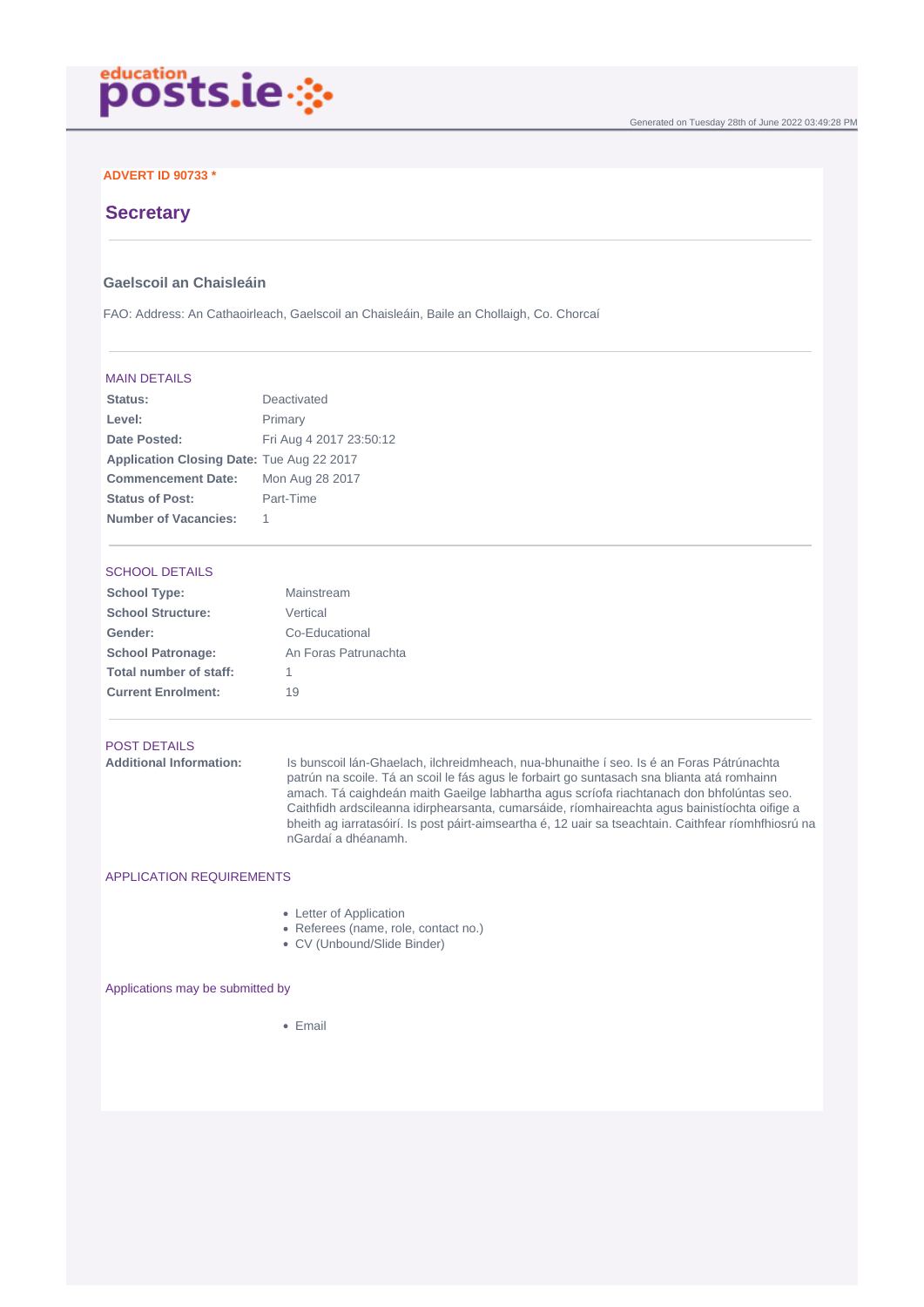educationposts.ie

Generated on Tuesday 28th of June 2022 03:49:28 PM

**ADVERT ID 90733 ***

# Secretary

### Gaelscoil an Chaisleáin

FAO: Address: An Cathaoirleach, Gaelscoil an Chaisleáin, Baile an Chollaigh, Co. Chorcaí

## MAIN DETAILS

| | |
|---|---|
| **Status:** | Deactivated |
| **Level:** | Primary |
| **Date Posted:** | Fri Aug 4 2017 23:50:12 |
| **Application Closing Date:** | Tue Aug 22 2017 |
| **Commencement Date:** | Mon Aug 28 2017 |
| **Status of Post:** | Part-Time |
| **Number of Vacancies:** | 1 |

## SCHOOL DETAILS

| | |
|---|---|
| **School Type:** | Mainstream |
| **School Structure:** | Vertical |
| **Gender:** | Co-Educational |
| **School Patronage:** | An Foras Patrunachta |
| **Total number of staff:** | 1 |
| **Current Enrolment:** | 19 |

## POST DETAILS

**Additional Information:** Is bunscoil lán-Ghaelach, ilchreidmheach, nua-bhunaithe í seo. Is é an Foras Pátrúnachta patrún na scoile. Tá an scoil le fás agus le forbairt go suntasach sna blianta atá romhainn amach. Tá caighdeán maith Gaeilge labhartha agus scríofa riachtanach don bhfolúntas seo. Caithfidh ardscileanna idirphearsanta, cumarsáide, ríomhaireachta agus bainistíochta oifige a bheith ag iarratasóirí. Is post páirt-aimseartha é, 12 uair sa tseachtain. Caithfear ríomhfhiosrú na nGardaí a dhéanamh.

## APPLICATION REQUIREMENTS

- Letter of Application
- Referees (name, role, contact no.)
- CV (Unbound/Slide Binder)

## Applications may be submitted by

- Email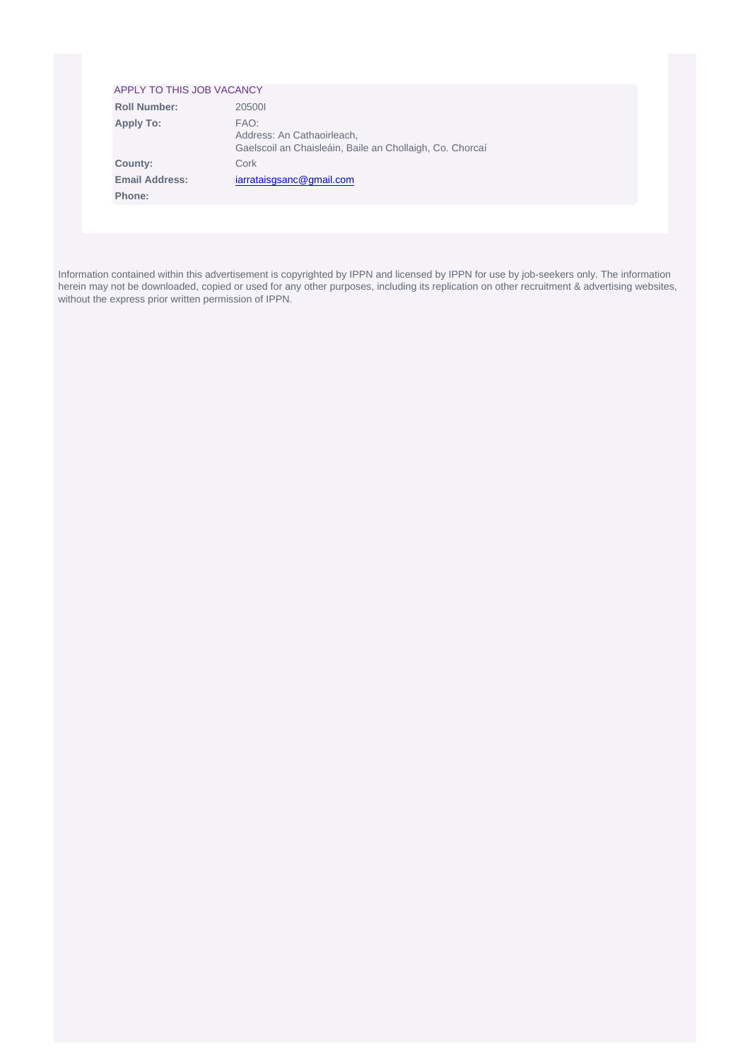## APPLY TO THIS JOB VACANCY

| | |
|---|---|
| **Roll Number:** | 20500I |
| **Apply To:** | FAO:<br>Address: An Cathaoirleach,<br>Gaelscoil an Chaisleáin, Baile an Chollaigh, Co. Chorcaí |
| **County:** | Cork |
| **Email Address:** | iarrataisgsanc@gmail.com |
| **Phone:** | |

Information contained within this advertisement is copyrighted by IPPN and licensed by IPPN for use by job-seekers only. The information herein may not be downloaded, copied or used for any other purposes, including its replication on other recruitment & advertising websites, without the express prior written permission of IPPN.